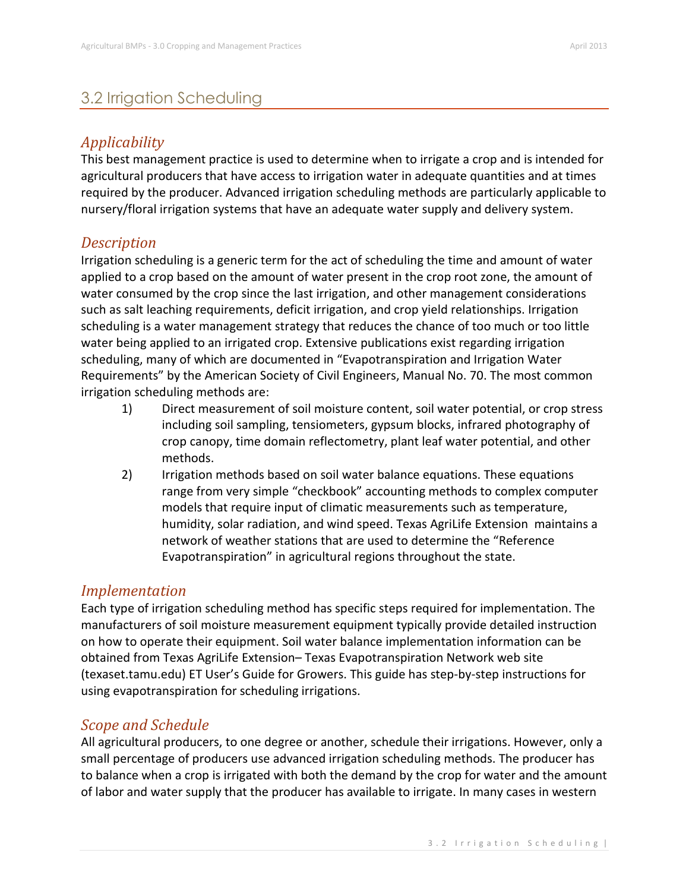## 3.2 Irrigation Scheduling

### *Applicability*

This best management practice is used to determine when to irrigate a crop and is intended for agricultural producers that have access to irrigation water in adequate quantities and at times required by the producer. Advanced irrigation scheduling methods are particularly applicable to nursery/floral irrigation systems that have an adequate water supply and delivery system.

### *Description*

Irrigation scheduling is a generic term for the act of scheduling the time and amount of water applied to a crop based on the amount of water present in the crop root zone, the amount of water consumed by the crop since the last irrigation, and other management considerations such as salt leaching requirements, deficit irrigation, and crop yield relationships. Irrigation scheduling is a water management strategy that reduces the chance of too much or too little water being applied to an irrigated crop. Extensive publications exist regarding irrigation scheduling, many of which are documented in "Evapotranspiration and Irrigation Water Requirements" by the American Society of Civil Engineers, Manual No. 70. The most common irrigation scheduling methods are:

1) Direct measurement of soil moisture content, soil water potential, or crop stress including soil sampling, tensiometers, gypsum blocks, infrared photography of crop canopy, time domain reflectometry, plant leaf water potential, and other methods.
2) Irrigation methods based on soil water balance equations. These equations range from very simple "checkbook" accounting methods to complex computer models that require input of climatic measurements such as temperature, humidity, solar radiation, and wind speed. Texas AgriLife Extension maintains a network of weather stations that are used to determine the "Reference Evapotranspiration" in agricultural regions throughout the state.

### *Implementation*

Each type of irrigation scheduling method has specific steps required for implementation. The manufacturers of soil moisture measurement equipment typically provide detailed instruction on how to operate their equipment. Soil water balance implementation information can be obtained from Texas AgriLife Extension– Texas Evapotranspiration Network web site (texaset.tamu.edu) ET User's Guide for Growers. This guide has step-by-step instructions for using evapotranspiration for scheduling irrigations.

### *Scope and Schedule*

All agricultural producers, to one degree or another, schedule their irrigations. However, only a small percentage of producers use advanced irrigation scheduling methods. The producer has to balance when a crop is irrigated with both the demand by the crop for water and the amount of labor and water supply that the producer has available to irrigate. In many cases in western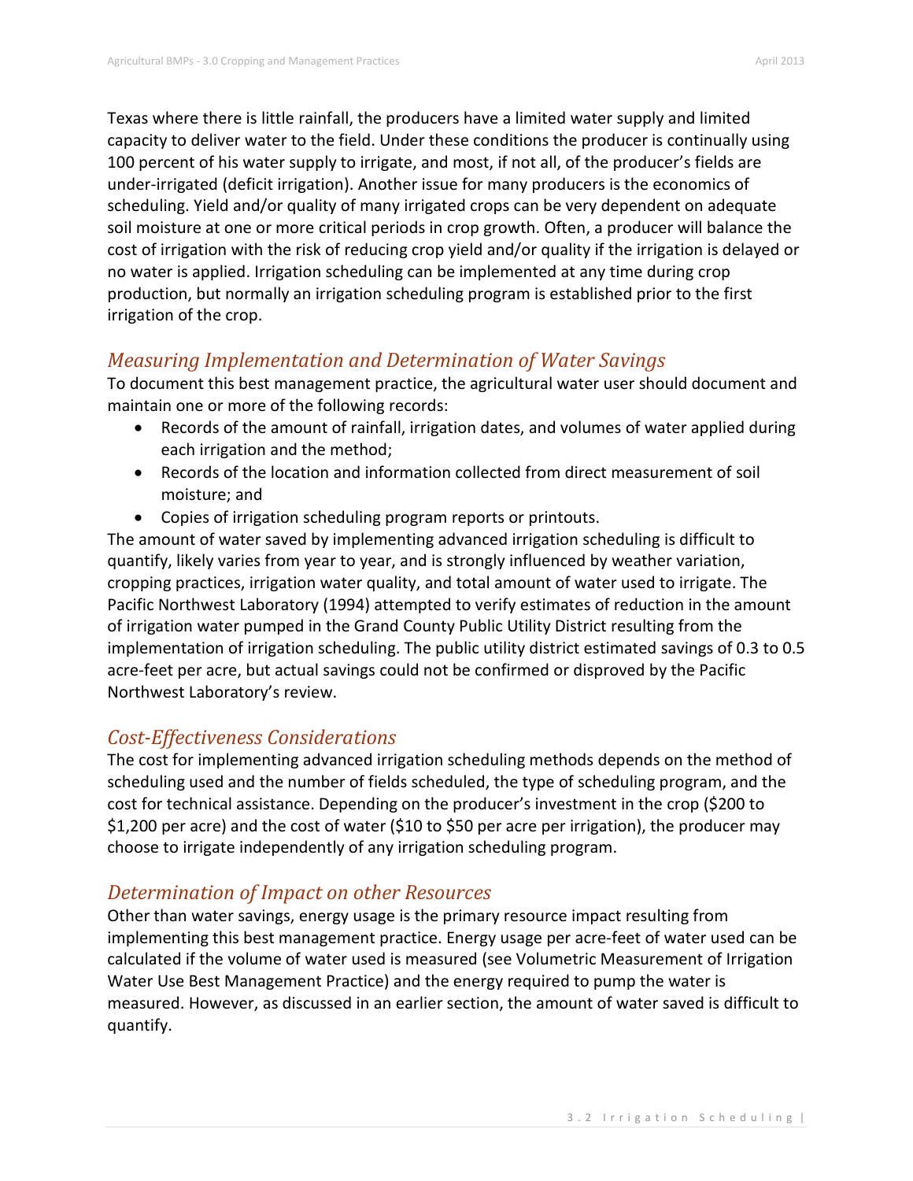Texas where there is little rainfall, the producers have a limited water supply and limited capacity to deliver water to the field. Under these conditions the producer is continually using 100 percent of his water supply to irrigate, and most, if not all, of the producer's fields are under-irrigated (deficit irrigation). Another issue for many producers is the economics of scheduling. Yield and/or quality of many irrigated crops can be very dependent on adequate soil moisture at one or more critical periods in crop growth. Often, a producer will balance the cost of irrigation with the risk of reducing crop yield and/or quality if the irrigation is delayed or no water is applied. Irrigation scheduling can be implemented at any time during crop production, but normally an irrigation scheduling program is established prior to the first irrigation of the crop.

## *Measuring Implementation and Determination of Water Savings*

To document this best management practice, the agricultural water user should document and maintain one or more of the following records:

- Records of the amount of rainfall, irrigation dates, and volumes of water applied during each irrigation and the method;
- Records of the location and information collected from direct measurement of soil moisture; and
- Copies of irrigation scheduling program reports or printouts.

The amount of water saved by implementing advanced irrigation scheduling is difficult to quantify, likely varies from year to year, and is strongly influenced by weather variation, cropping practices, irrigation water quality, and total amount of water used to irrigate. The Pacific Northwest Laboratory (1994) attempted to verify estimates of reduction in the amount of irrigation water pumped in the Grand County Public Utility District resulting from the implementation of irrigation scheduling. The public utility district estimated savings of 0.3 to 0.5 acre-feet per acre, but actual savings could not be confirmed or disproved by the Pacific Northwest Laboratory's review.

## *Cost-Effectiveness Considerations*

The cost for implementing advanced irrigation scheduling methods depends on the method of scheduling used and the number of fields scheduled, the type of scheduling program, and the cost for technical assistance. Depending on the producer's investment in the crop ($200 to $1,200 per acre) and the cost of water ($10 to $50 per acre per irrigation), the producer may choose to irrigate independently of any irrigation scheduling program.

## *Determination of Impact on other Resources*

Other than water savings, energy usage is the primary resource impact resulting from implementing this best management practice. Energy usage per acre-feet of water used can be calculated if the volume of water used is measured (see Volumetric Measurement of Irrigation Water Use Best Management Practice) and the energy required to pump the water is measured. However, as discussed in an earlier section, the amount of water saved is difficult to quantify.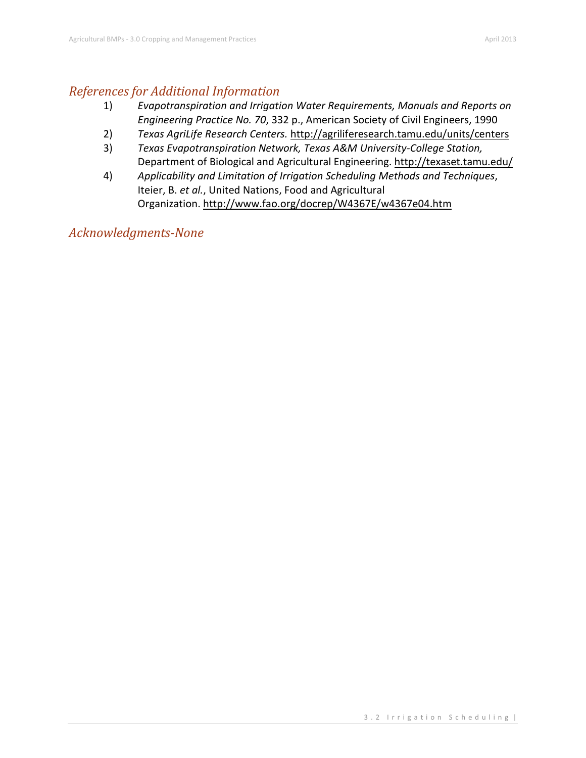## *References for Additional Information*

1) *Evapotranspiration and Irrigation Water Requirements, Manuals and Reports on Engineering Practice No. 70*, 332 p., American Society of Civil Engineers, 1990
2) *Texas AgriLife Research Centers.* http://agriliferesearch.tamu.edu/units/centers
3) *Texas Evapotranspiration Network, Texas A&M University-College Station,* Department of Biological and Agricultural Engineering. http://texaset.tamu.edu/
4) *Applicability and Limitation of Irrigation Scheduling Methods and Techniques*, Iteier, B. *et al.*, United Nations, Food and Agricultural Organization. http://www.fao.org/docrep/W4367E/w4367e04.htm

## *Acknowledgments-None*